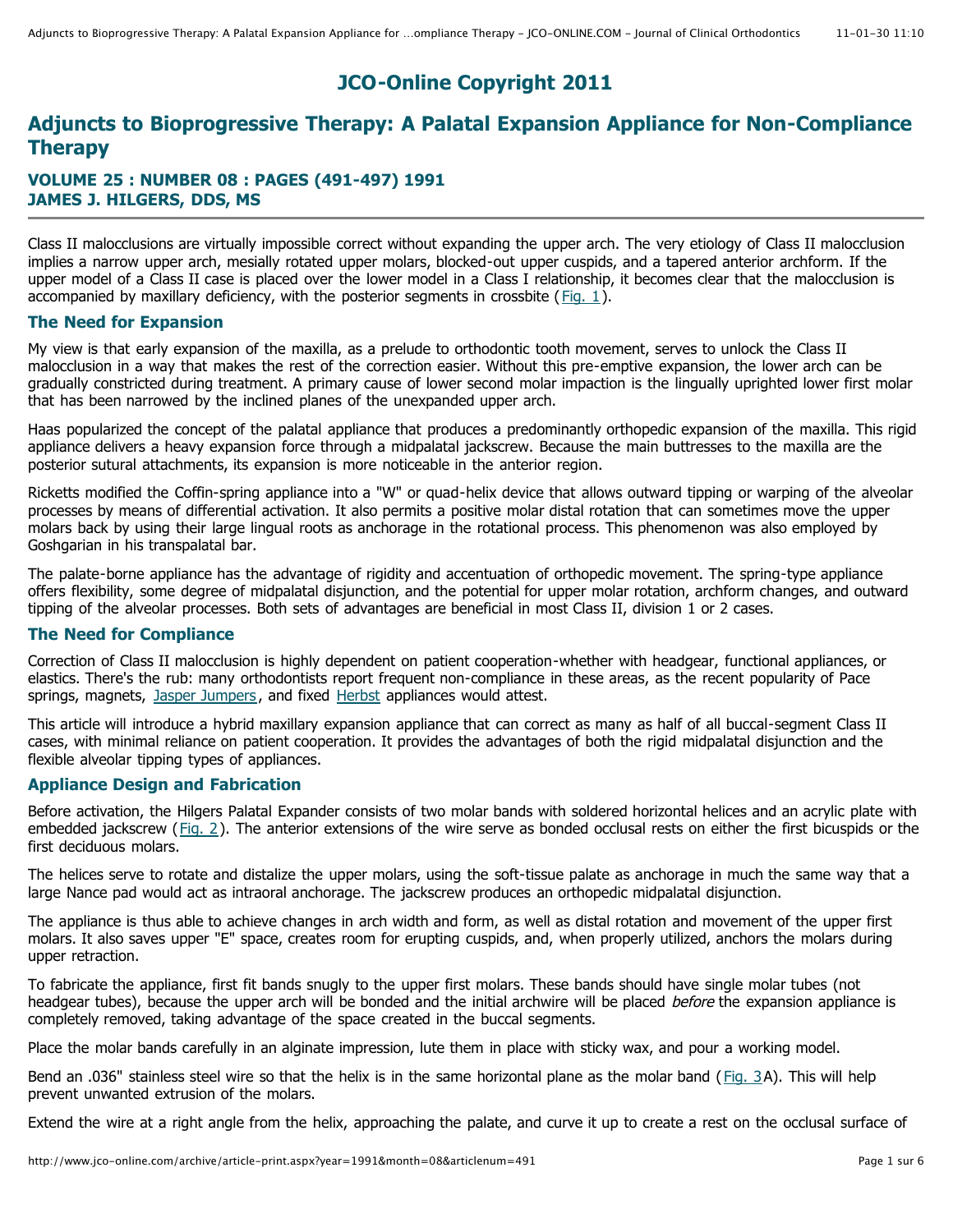# JCO-Online Copyright 2011

## Adjuncts to Bioprogressive Therapy: A Palatal Expansion Appliance for Non-Compliance Therapy

### VOLUME 25 : NUMBER 08 : PAGES (491-497) 1991
### JAMES J. HILGERS, DDS, MS

Class II malocclusions are virtually impossible correct without expanding the upper arch. The very etiology of Class II malocclusion implies a narrow upper arch, mesially rotated upper molars, blocked-out upper cuspids, and a tapered anterior archform. If the upper model of a Class II case is placed over the lower model in a Class I relationship, it becomes clear that the malocclusion is accompanied by maxillary deficiency, with the posterior segments in crossbite (Fig. 1).

### The Need for Expansion

My view is that early expansion of the maxilla, as a prelude to orthodontic tooth movement, serves to unlock the Class II malocclusion in a way that makes the rest of the correction easier. Without this pre-emptive expansion, the lower arch can be gradually constricted during treatment. A primary cause of lower second molar impaction is the lingually uprighted lower first molar that has been narrowed by the inclined planes of the unexpanded upper arch.

Haas popularized the concept of the palatal appliance that produces a predominantly orthopedic expansion of the maxilla. This rigid appliance delivers a heavy expansion force through a midpalatal jackscrew. Because the main buttresses to the maxilla are the posterior sutural attachments, its expansion is more noticeable in the anterior region.

Ricketts modified the Coffin-spring appliance into a "W" or quad-helix device that allows outward tipping or warping of the alveolar processes by means of differential activation. It also permits a positive molar distal rotation that can sometimes move the upper molars back by using their large lingual roots as anchorage in the rotational process. This phenomenon was also employed by Goshgarian in his transpalatal bar.

The palate-borne appliance has the advantage of rigidity and accentuation of orthopedic movement. The spring-type appliance offers flexibility, some degree of midpalatal disjunction, and the potential for upper molar rotation, archform changes, and outward tipping of the alveolar processes. Both sets of advantages are beneficial in most Class II, division 1 or 2 cases.

### The Need for Compliance

Correction of Class II malocclusion is highly dependent on patient cooperation-whether with headgear, functional appliances, or elastics. There's the rub: many orthodontists report frequent non-compliance in these areas, as the recent popularity of Pace springs, magnets, Jasper Jumpers, and fixed Herbst appliances would attest.

This article will introduce a hybrid maxillary expansion appliance that can correct as many as half of all buccal-segment Class II cases, with minimal reliance on patient cooperation. It provides the advantages of both the rigid midpalatal disjunction and the flexible alveolar tipping types of appliances.

### Appliance Design and Fabrication

Before activation, the Hilgers Palatal Expander consists of two molar bands with soldered horizontal helices and an acrylic plate with embedded jackscrew (Fig. 2). The anterior extensions of the wire serve as bonded occlusal rests on either the first bicuspids or the first deciduous molars.

The helices serve to rotate and distalize the upper molars, using the soft-tissue palate as anchorage in much the same way that a large Nance pad would act as intraoral anchorage. The jackscrew produces an orthopedic midpalatal disjunction.

The appliance is thus able to achieve changes in arch width and form, as well as distal rotation and movement of the upper first molars. It also saves upper "E" space, creates room for erupting cuspids, and, when properly utilized, anchors the molars during upper retraction.

To fabricate the appliance, first fit bands snugly to the upper first molars. These bands should have single molar tubes (not headgear tubes), because the upper arch will be bonded and the initial archwire will be placed *before* the expansion appliance is completely removed, taking advantage of the space created in the buccal segments.

Place the molar bands carefully in an alginate impression, lute them in place with sticky wax, and pour a working model.

Bend an .036" stainless steel wire so that the helix is in the same horizontal plane as the molar band (Fig. 3A). This will help prevent unwanted extrusion of the molars.

Extend the wire at a right angle from the helix, approaching the palate, and curve it up to create a rest on the occlusal surface of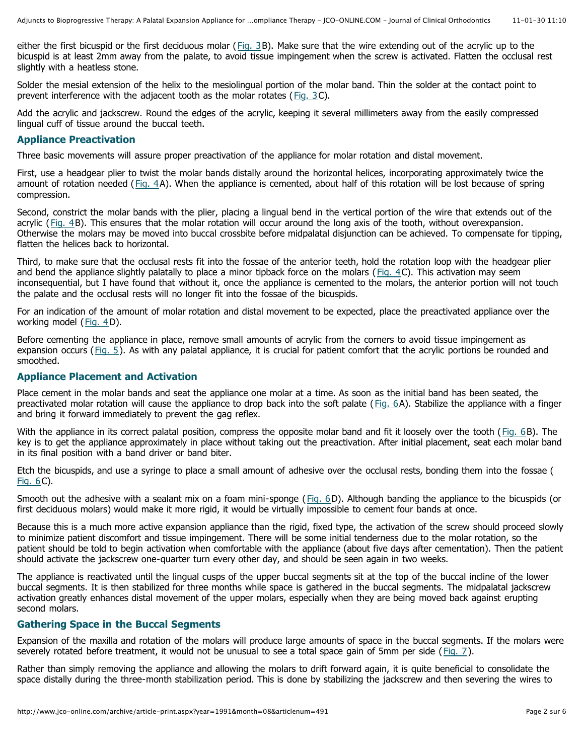either the first bicuspid or the first deciduous molar (Fig. 3B). Make sure that the wire extending out of the acrylic up to the bicuspid is at least 2mm away from the palate, to avoid tissue impingement when the screw is activated. Flatten the occlusal rest slightly with a heatless stone.

Solder the mesial extension of the helix to the mesiolingual portion of the molar band. Thin the solder at the contact point to prevent interference with the adjacent tooth as the molar rotates (Fig. 3C).

Add the acrylic and jackscrew. Round the edges of the acrylic, keeping it several millimeters away from the easily compressed lingual cuff of tissue around the buccal teeth.

### Appliance Preactivation

Three basic movements will assure proper preactivation of the appliance for molar rotation and distal movement.

First, use a headgear plier to twist the molar bands distally around the horizontal helices, incorporating approximately twice the amount of rotation needed (Fig. 4A). When the appliance is cemented, about half of this rotation will be lost because of spring compression.

Second, constrict the molar bands with the plier, placing a lingual bend in the vertical portion of the wire that extends out of the acrylic (Fig. 4B). This ensures that the molar rotation will occur around the long axis of the tooth, without overexpansion. Otherwise the molars may be moved into buccal crossbite before midpalatal disjunction can be achieved. To compensate for tipping, flatten the helices back to horizontal.

Third, to make sure that the occlusal rests fit into the fossae of the anterior teeth, hold the rotation loop with the headgear plier and bend the appliance slightly palatally to place a minor tipback force on the molars (Fig. 4C). This activation may seem inconsequential, but I have found that without it, once the appliance is cemented to the molars, the anterior portion will not touch the palate and the occlusal rests will no longer fit into the fossae of the bicuspids.

For an indication of the amount of molar rotation and distal movement to be expected, place the preactivated appliance over the working model (Fig. 4D).

Before cementing the appliance in place, remove small amounts of acrylic from the corners to avoid tissue impingement as expansion occurs (Fig. 5). As with any palatal appliance, it is crucial for patient comfort that the acrylic portions be rounded and smoothed.

### Appliance Placement and Activation

Place cement in the molar bands and seat the appliance one molar at a time. As soon as the initial band has been seated, the preactivated molar rotation will cause the appliance to drop back into the soft palate (Fig. 6A). Stabilize the appliance with a finger and bring it forward immediately to prevent the gag reflex.

With the appliance in its correct palatal position, compress the opposite molar band and fit it loosely over the tooth (Fig. 6B). The key is to get the appliance approximately in place without taking out the preactivation. After initial placement, seat each molar band in its final position with a band driver or band biter.

Etch the bicuspids, and use a syringe to place a small amount of adhesive over the occlusal rests, bonding them into the fossae (Fig. 6C).

Smooth out the adhesive with a sealant mix on a foam mini-sponge (Fig. 6D). Although banding the appliance to the bicuspids (or first deciduous molars) would make it more rigid, it would be virtually impossible to cement four bands at once.

Because this is a much more active expansion appliance than the rigid, fixed type, the activation of the screw should proceed slowly to minimize patient discomfort and tissue impingement. There will be some initial tenderness due to the molar rotation, so the patient should be told to begin activation when comfortable with the appliance (about five days after cementation). Then the patient should activate the jackscrew one-quarter turn every other day, and should be seen again in two weeks.

The appliance is reactivated until the lingual cusps of the upper buccal segments sit at the top of the buccal incline of the lower buccal segments. It is then stabilized for three months while space is gathered in the buccal segments. The midpalatal jackscrew activation greatly enhances distal movement of the upper molars, especially when they are being moved back against erupting second molars.

### Gathering Space in the Buccal Segments

Expansion of the maxilla and rotation of the molars will produce large amounts of space in the buccal segments. If the molars were severely rotated before treatment, it would not be unusual to see a total space gain of 5mm per side (Fig. 7).

Rather than simply removing the appliance and allowing the molars to drift forward again, it is quite beneficial to consolidate the space distally during the three-month stabilization period. This is done by stabilizing the jackscrew and then severing the wires to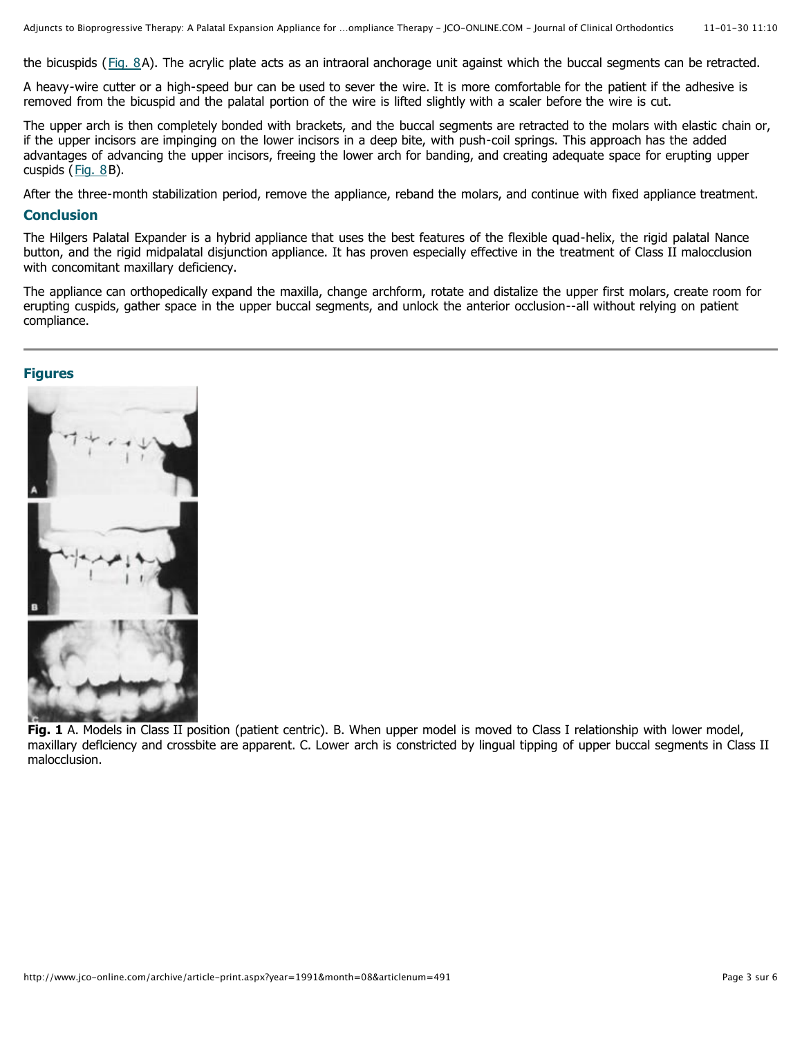the bicuspids (Fig. 8A). The acrylic plate acts as an intraoral anchorage unit against which the buccal segments can be retracted.

A heavy-wire cutter or a high-speed bur can be used to sever the wire. It is more comfortable for the patient if the adhesive is removed from the bicuspid and the palatal portion of the wire is lifted slightly with a scaler before the wire is cut.

The upper arch is then completely bonded with brackets, and the buccal segments are retracted to the molars with elastic chain or, if the upper incisors are impinging on the lower incisors in a deep bite, with push-coil springs. This approach has the added advantages of advancing the upper incisors, freeing the lower arch for banding, and creating adequate space for erupting upper cuspids (Fig. 8B).

After the three-month stabilization period, remove the appliance, reband the molars, and continue with fixed appliance treatment.

## Conclusion

The Hilgers Palatal Expander is a hybrid appliance that uses the best features of the flexible quad-helix, the rigid palatal Nance button, and the rigid midpalatal disjunction appliance. It has proven especially effective in the treatment of Class II malocclusion with concomitant maxillary deficiency.

The appliance can orthopedically expand the maxilla, change archform, rotate and distalize the upper first molars, create room for erupting cuspids, gather space in the upper buccal segments, and unlock the anterior occlusion--all without relying on patient compliance.

---

## Figures

**Fig. 1** A. Models in Class II position (patient centric). B. When upper model is moved to Class I relationship with lower model, maxillary deflciency and crossbite are apparent. C. Lower arch is constricted by lingual tipping of upper buccal segments in Class II malocclusion.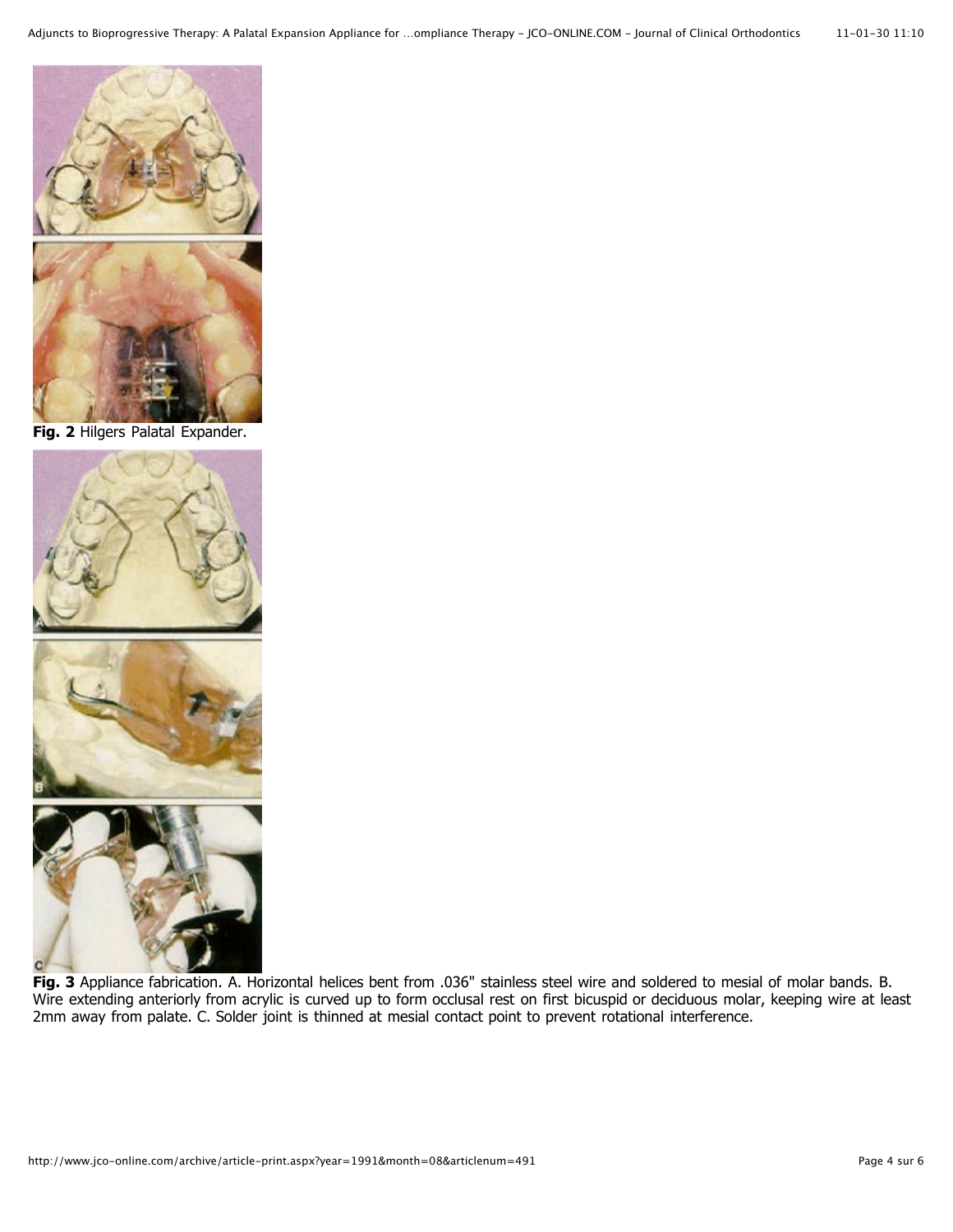**Fig. 2** Hilgers Palatal Expander.

**Fig. 3** Appliance fabrication. A. Horizontal helices bent from .036" stainless steel wire and soldered to mesial of molar bands. B. Wire extending anteriorly from acrylic is curved up to form occlusal rest on first bicuspid or deciduous molar, keeping wire at least 2mm away from palate. C. Solder joint is thinned at mesial contact point to prevent rotational interference.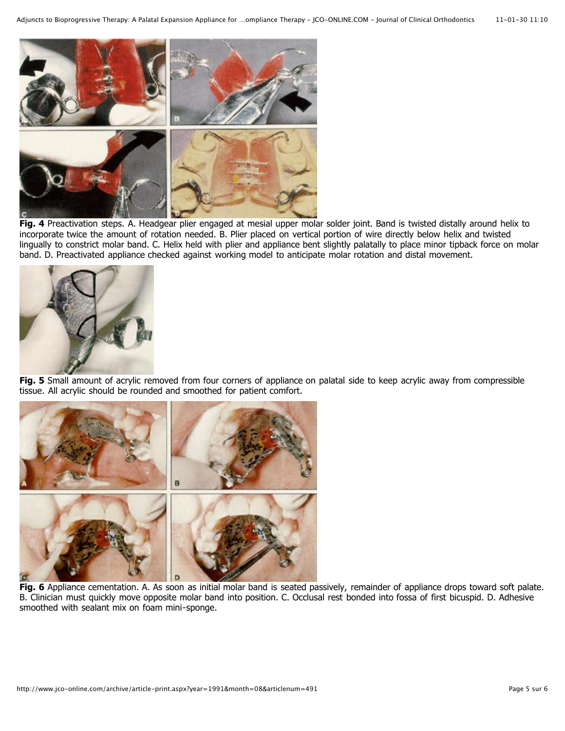**Fig. 4** Preactivation steps. A. Headgear plier engaged at mesial upper molar solder joint. Band is twisted distally around helix to incorporate twice the amount of rotation needed. B. Plier placed on vertical portion of wire directly below helix and twisted lingually to constrict molar band. C. Helix held with plier and appliance bent slightly palatally to place minor tipback force on molar band. D. Preactivated appliance checked against working model to anticipate molar rotation and distal movement.

**Fig. 5** Small amount of acrylic removed from four corners of appliance on palatal side to keep acrylic away from compressible tissue. All acrylic should be rounded and smoothed for patient comfort.

**Fig. 6** Appliance cementation. A. As soon as initial molar band is seated passively, remainder of appliance drops toward soft palate. B. Clinician must quickly move opposite molar band into position. C. Occlusal rest bonded into fossa of first bicuspid. D. Adhesive smoothed with sealant mix on foam mini-sponge.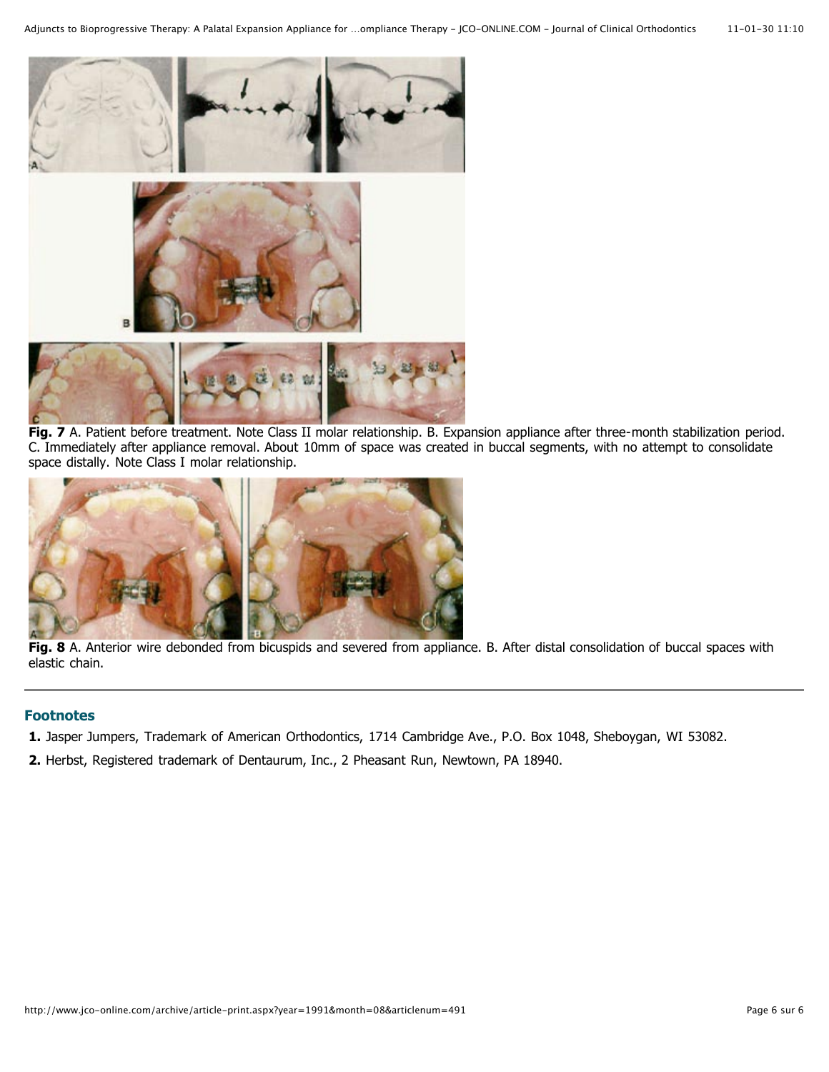**Fig. 7** A. Patient before treatment. Note Class II molar relationship. B. Expansion appliance after three-month stabilization period. C. Immediately after appliance removal. About 10mm of space was created in buccal segments, with no attempt to consolidate space distally. Note Class I molar relationship.

**Fig. 8** A. Anterior wire debonded from bicuspids and severed from appliance. B. After distal consolidation of buccal spaces with elastic chain.

## Footnotes

1. Jasper Jumpers, Trademark of American Orthodontics, 1714 Cambridge Ave., P.O. Box 1048, Sheboygan, WI 53082.
2. Herbst, Registered trademark of Dentaurum, Inc., 2 Pheasant Run, Newtown, PA 18940.